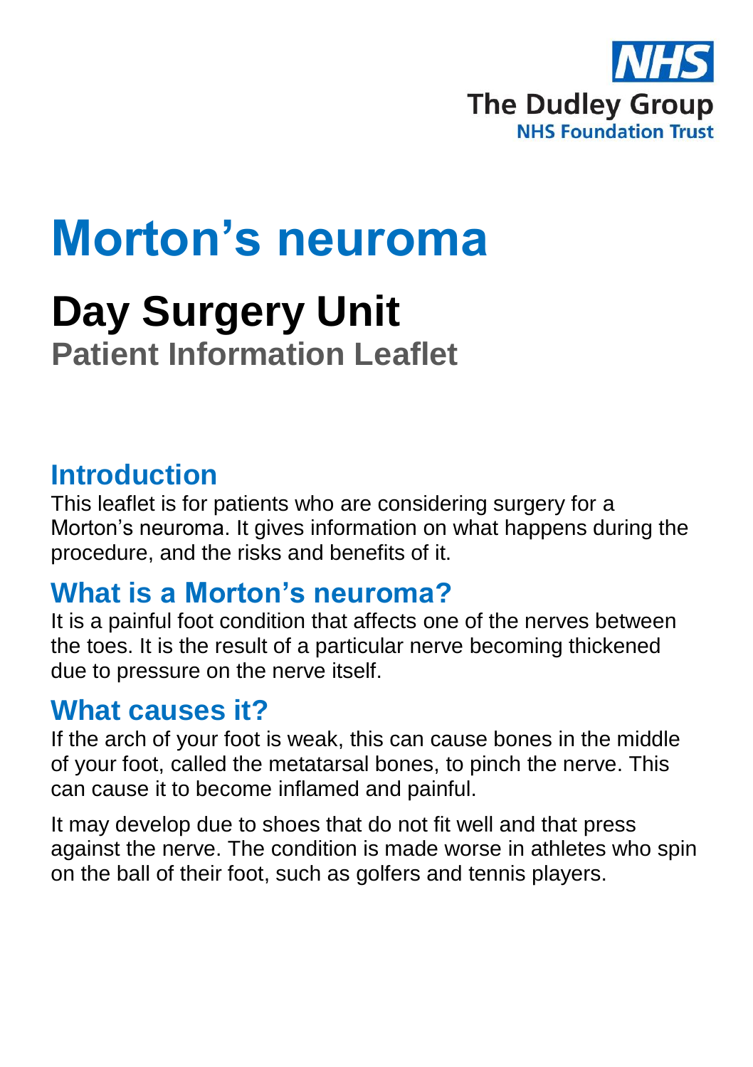NHS

The Dudley Group

NHS Foundation Trust

# Morton's neuroma

## Day Surgery Unit

### Patient Information Leaflet

## Introduction

This leaflet is for patients who are considering surgery for a Morton's neuroma. It gives information on what happens during the procedure, and the risks and benefits of it.

## What is a Morton's neuroma?

It is a painful foot condition that affects one of the nerves between the toes. It is the result of a particular nerve becoming thickened due to pressure on the nerve itself.

## What causes it?

If the arch of your foot is weak, this can cause bones in the middle of your foot, called the metatarsal bones, to pinch the nerve. This can cause it to become inflamed and painful.

It may develop due to shoes that do not fit well and that press against the nerve. The condition is made worse in athletes who spin on the ball of their foot, such as golfers and tennis players.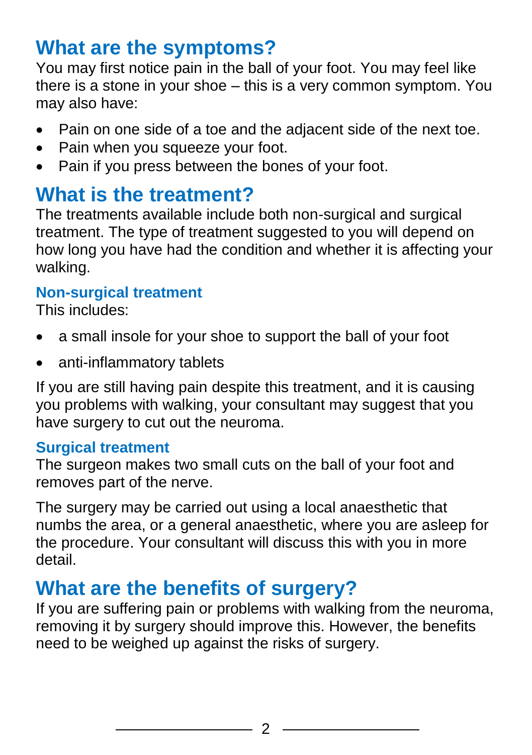## What are the symptoms?

You may first notice pain in the ball of your foot. You may feel like there is a stone in your shoe – this is a very common symptom. You may also have:

- Pain on one side of a toe and the adjacent side of the next toe.
- Pain when you squeeze your foot.
- Pain if you press between the bones of your foot.

## What is the treatment?

The treatments available include both non-surgical and surgical treatment. The type of treatment suggested to you will depend on how long you have had the condition and whether it is affecting your walking.

### Non-surgical treatment

This includes:

- a small insole for your shoe to support the ball of your foot
- anti-inflammatory tablets

If you are still having pain despite this treatment, and it is causing you problems with walking, your consultant may suggest that you have surgery to cut out the neuroma.

### Surgical treatment

The surgeon makes two small cuts on the ball of your foot and removes part of the nerve.

The surgery may be carried out using a local anaesthetic that numbs the area, or a general anaesthetic, where you are asleep for the procedure. Your consultant will discuss this with you in more detail.

## What are the benefits of surgery?

If you are suffering pain or problems with walking from the neuroma, removing it by surgery should improve this. However, the benefits need to be weighed up against the risks of surgery.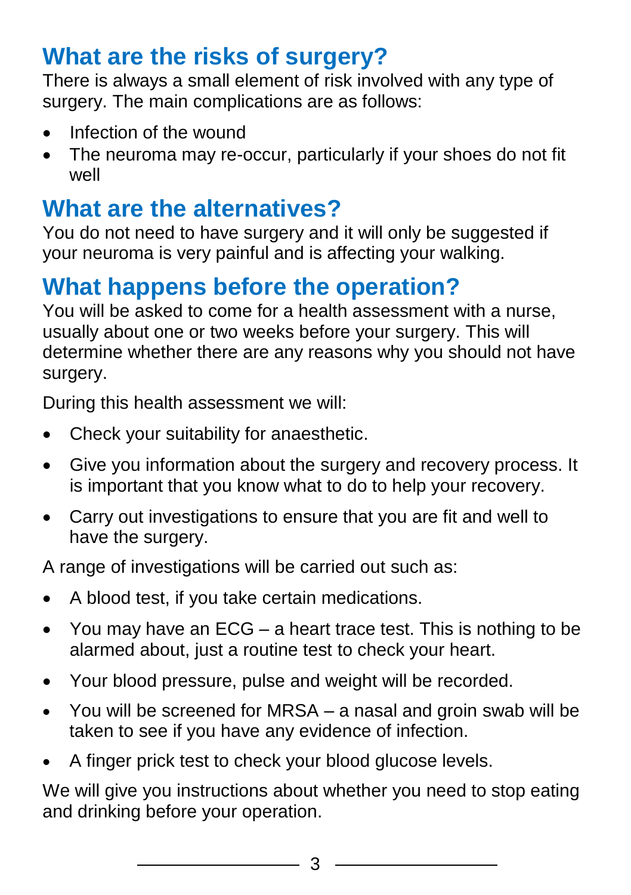## What are the risks of surgery?

There is always a small element of risk involved with any type of surgery. The main complications are as follows:

- Infection of the wound
- The neuroma may re-occur, particularly if your shoes do not fit well

## What are the alternatives?

You do not need to have surgery and it will only be suggested if your neuroma is very painful and is affecting your walking.

## What happens before the operation?

You will be asked to come for a health assessment with a nurse, usually about one or two weeks before your surgery. This will determine whether there are any reasons why you should not have surgery.

During this health assessment we will:

- Check your suitability for anaesthetic.
- Give you information about the surgery and recovery process. It is important that you know what to do to help your recovery.
- Carry out investigations to ensure that you are fit and well to have the surgery.

A range of investigations will be carried out such as:

- A blood test, if you take certain medications.
- You may have an ECG – a heart trace test. This is nothing to be alarmed about, just a routine test to check your heart.
- Your blood pressure, pulse and weight will be recorded.
- You will be screened for MRSA – a nasal and groin swab will be taken to see if you have any evidence of infection.
- A finger prick test to check your blood glucose levels.

We will give you instructions about whether you need to stop eating and drinking before your operation.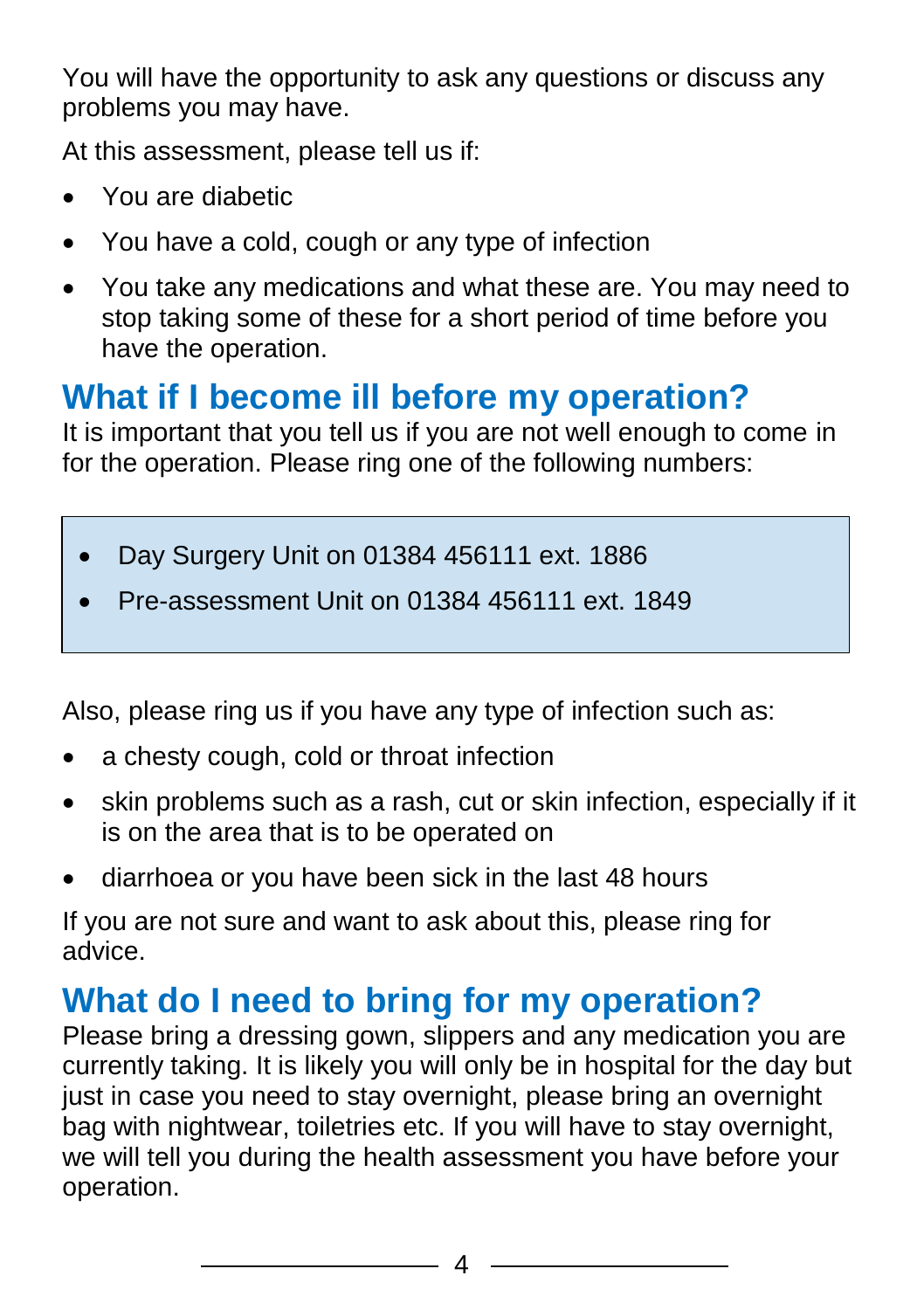You will have the opportunity to ask any questions or discuss any problems you may have.

At this assessment, please tell us if:

- You are diabetic
- You have a cold, cough or any type of infection
- You take any medications and what these are. You may need to stop taking some of these for a short period of time before you have the operation.

## What if I become ill before my operation?

It is important that you tell us if you are not well enough to come in for the operation. Please ring one of the following numbers:

- Day Surgery Unit on 01384 456111 ext. 1886
- Pre-assessment Unit on 01384 456111 ext. 1849

Also, please ring us if you have any type of infection such as:

- a chesty cough, cold or throat infection
- skin problems such as a rash, cut or skin infection, especially if it is on the area that is to be operated on
- diarrhoea or you have been sick in the last 48 hours

If you are not sure and want to ask about this, please ring for advice.

## What do I need to bring for my operation?

Please bring a dressing gown, slippers and any medication you are currently taking. It is likely you will only be in hospital for the day but just in case you need to stay overnight, please bring an overnight bag with nightwear, toiletries etc. If you will have to stay overnight, we will tell you during the health assessment you have before your operation.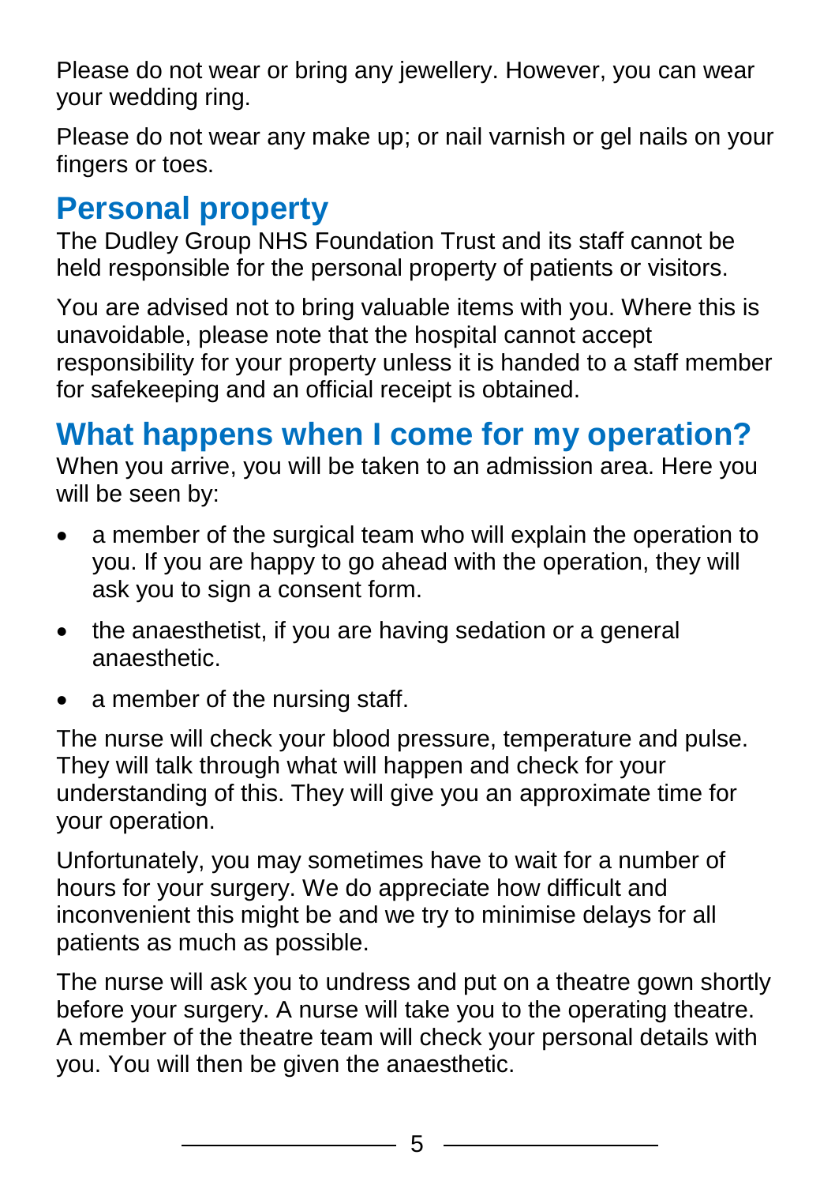Please do not wear or bring any jewellery. However, you can wear your wedding ring.

Please do not wear any make up; or nail varnish or gel nails on your fingers or toes.

## Personal property

The Dudley Group NHS Foundation Trust and its staff cannot be held responsible for the personal property of patients or visitors.

You are advised not to bring valuable items with you. Where this is unavoidable, please note that the hospital cannot accept responsibility for your property unless it is handed to a staff member for safekeeping and an official receipt is obtained.

## What happens when I come for my operation?

When you arrive, you will be taken to an admission area. Here you will be seen by:

- a member of the surgical team who will explain the operation to you. If you are happy to go ahead with the operation, they will ask you to sign a consent form.
- the anaesthetist, if you are having sedation or a general anaesthetic.
- a member of the nursing staff.

The nurse will check your blood pressure, temperature and pulse. They will talk through what will happen and check for your understanding of this. They will give you an approximate time for your operation.

Unfortunately, you may sometimes have to wait for a number of hours for your surgery. We do appreciate how difficult and inconvenient this might be and we try to minimise delays for all patients as much as possible.

The nurse will ask you to undress and put on a theatre gown shortly before your surgery. A nurse will take you to the operating theatre. A member of the theatre team will check your personal details with you. You will then be given the anaesthetic.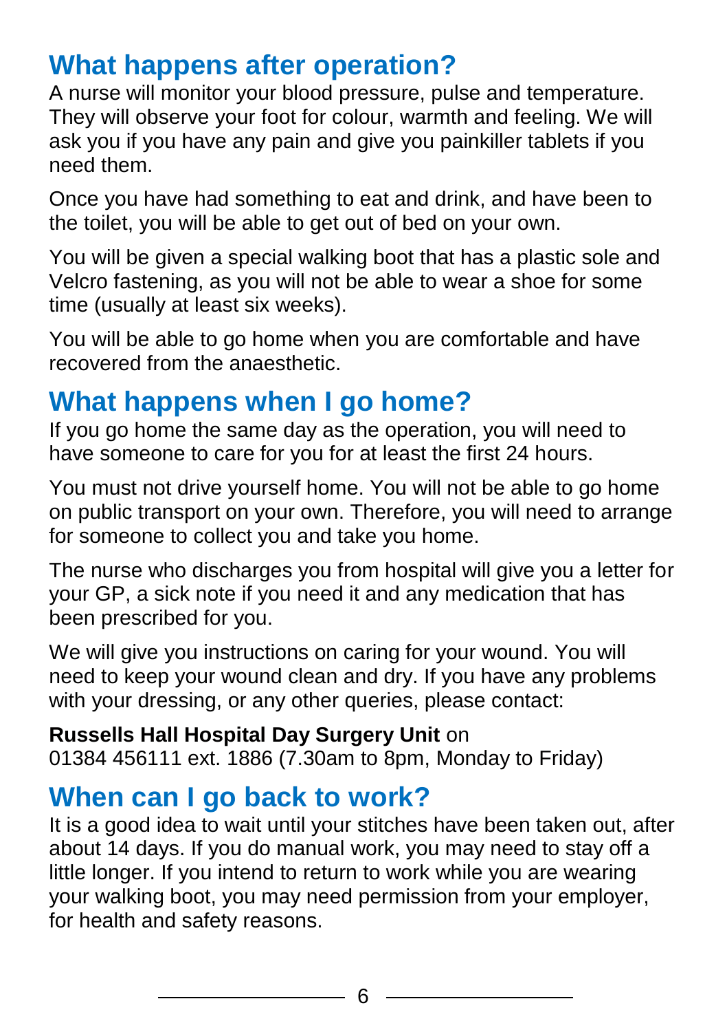## What happens after operation?

A nurse will monitor your blood pressure, pulse and temperature. They will observe your foot for colour, warmth and feeling. We will ask you if you have any pain and give you painkiller tablets if you need them.

Once you have had something to eat and drink, and have been to the toilet, you will be able to get out of bed on your own.

You will be given a special walking boot that has a plastic sole and Velcro fastening, as you will not be able to wear a shoe for some time (usually at least six weeks).

You will be able to go home when you are comfortable and have recovered from the anaesthetic.

## What happens when I go home?

If you go home the same day as the operation, you will need to have someone to care for you for at least the first 24 hours.

You must not drive yourself home. You will not be able to go home on public transport on your own. Therefore, you will need to arrange for someone to collect you and take you home.

The nurse who discharges you from hospital will give you a letter for your GP, a sick note if you need it and any medication that has been prescribed for you.

We will give you instructions on caring for your wound. You will need to keep your wound clean and dry. If you have any problems with your dressing, or any other queries, please contact:

**Russells Hall Hospital Day Surgery Unit** on
01384 456111 ext. 1886 (7.30am to 8pm, Monday to Friday)

## When can I go back to work?

It is a good idea to wait until your stitches have been taken out, after about 14 days. If you do manual work, you may need to stay off a little longer. If you intend to return to work while you are wearing your walking boot, you may need permission from your employer, for health and safety reasons.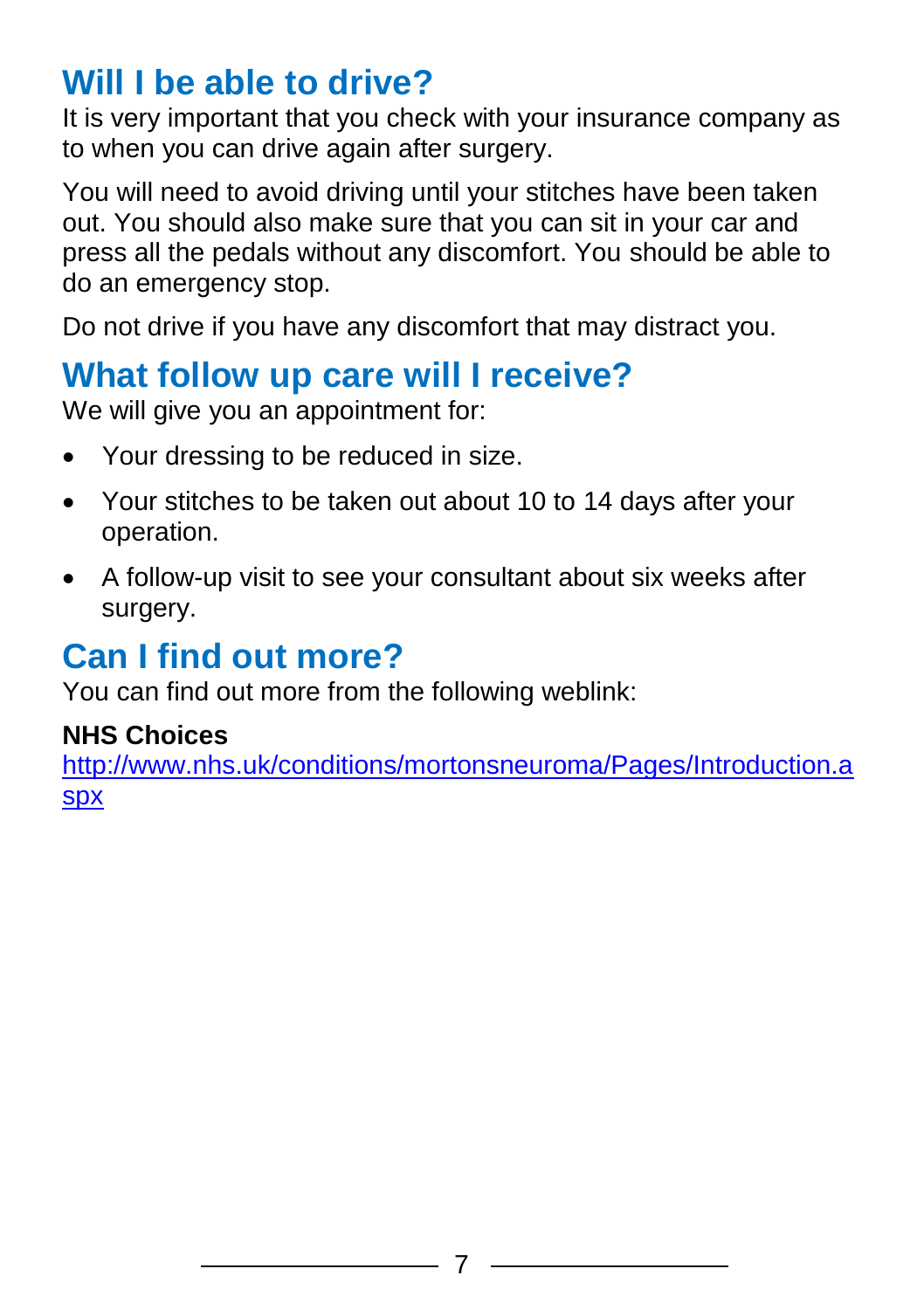## Will I be able to drive?

It is very important that you check with your insurance company as to when you can drive again after surgery.

You will need to avoid driving until your stitches have been taken out. You should also make sure that you can sit in your car and press all the pedals without any discomfort. You should be able to do an emergency stop.

Do not drive if you have any discomfort that may distract you.

## What follow up care will I receive?

We will give you an appointment for:

- Your dressing to be reduced in size.
- Your stitches to be taken out about 10 to 14 days after your operation.
- A follow-up visit to see your consultant about six weeks after surgery.

## Can I find out more?

You can find out more from the following weblink:

**NHS Choices**
[http://www.nhs.uk/conditions/mortonsneuroma/Pages/Introduction.aspx](http://www.nhs.uk/conditions/mortonsneuroma/Pages/Introduction.aspx)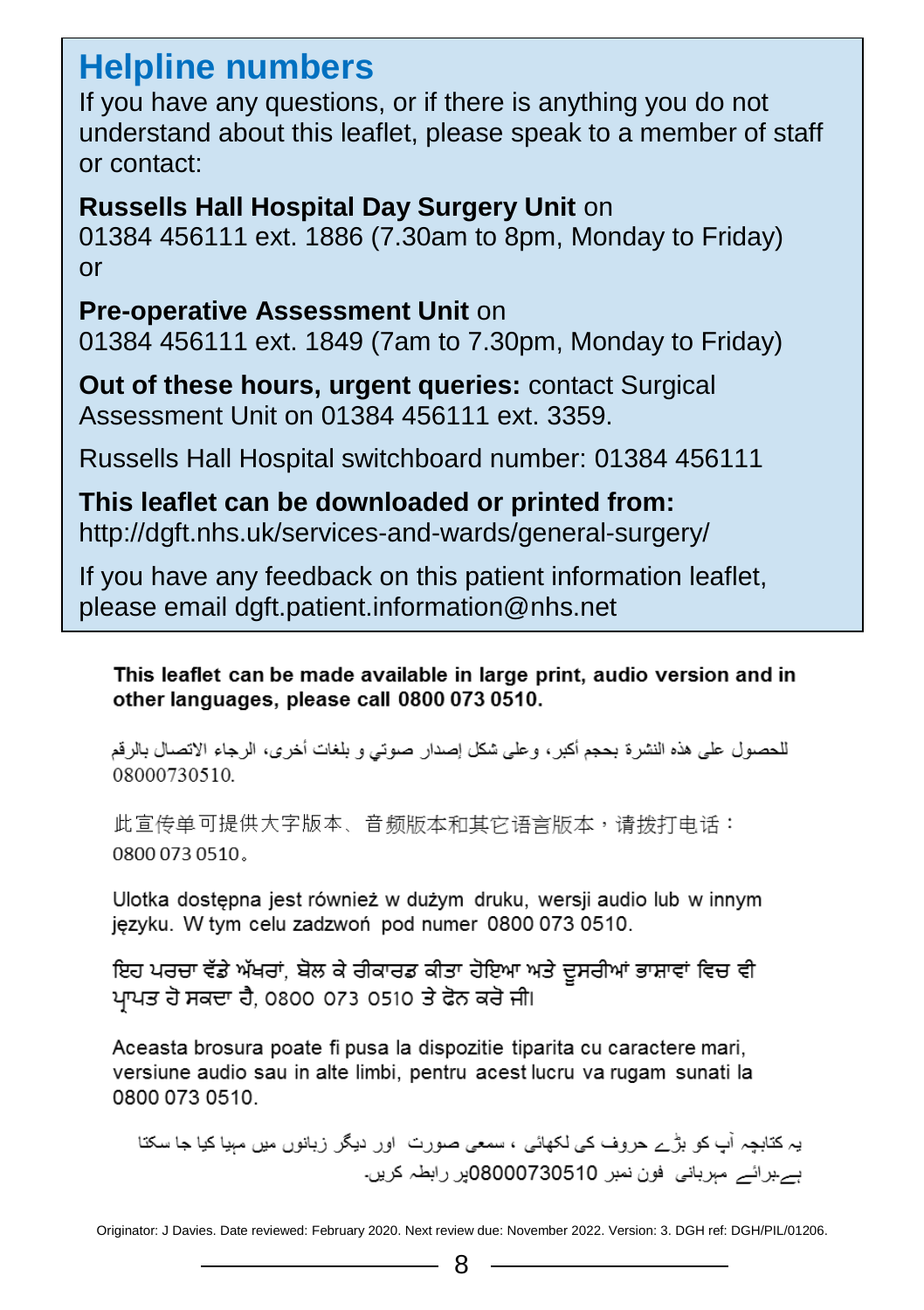## Helpline numbers

If you have any questions, or if there is anything you do not understand about this leaflet, please speak to a member of staff or contact:

**Russells Hall Hospital Day Surgery Unit** on
01384 456111 ext. 1886 (7.30am to 8pm, Monday to Friday)
or

**Pre-operative Assessment Unit** on
01384 456111 ext. 1849 (7am to 7.30pm, Monday to Friday)

**Out of these hours, urgent queries:** contact Surgical Assessment Unit on 01384 456111 ext. 3359.

Russells Hall Hospital switchboard number: 01384 456111

**This leaflet can be downloaded or printed from:**
http://dgft.nhs.uk/services-and-wards/general-surgery/

If you have any feedback on this patient information leaflet, please email dgft.patient.information@nhs.net

**This leaflet can be made available in large print, audio version and in other languages, please call 0800 073 0510.**

للحصول على هذه النشرة بحجم أكبر، وعلى شكل إصدار صوتي و بلغات أخرى، الرجاء الاتصال بالرقم 08000730510.

此宣传单可提供大字版本、音频版本和其它语言版本，请拨打电话：0800 073 0510。

Ulotka dostępna jest również w dużym druku, wersji audio lub w innym języku. W tym celu zadzwoń pod numer 0800 073 0510.

ਇਹ ਪਰਚਾ ਵੱਡੇ ਅੱਖਰਾਂ, ਬੋਲ ਕੇ ਰੀਕਾਰਡ ਕੀਤਾ ਹੋਇਆ ਅਤੇ ਦੂਸਰੀਆਂ ਭਾਸ਼ਾਵਾਂ ਵਿਚ ਵੀ ਪ੍ਰਾਪਤ ਹੋ ਸਕਦਾ ਹੈ, 0800 073 0510 ਤੇ ਫੋਨ ਕਰੋ ਜੀ।

Aceasta brosura poate fi pusa la dispozitie tiparita cu caractere mari, versiune audio sau in alte limbi, pentru acest lucru va rugam sunati la 0800 073 0510.

یہ کتابچہ آپ کو بڑے حروف کی لکھائی ، سمعی صورت اور دیگر زبانوں میں مہیا کیا جا سکتا ہے۔برائے مہربانی فون نمبر 08000730510پر رابطہ کریں۔

Originator: J Davies. Date reviewed: February 2020. Next review due: November 2022. Version: 3. DGH ref: DGH/PIL/01206.